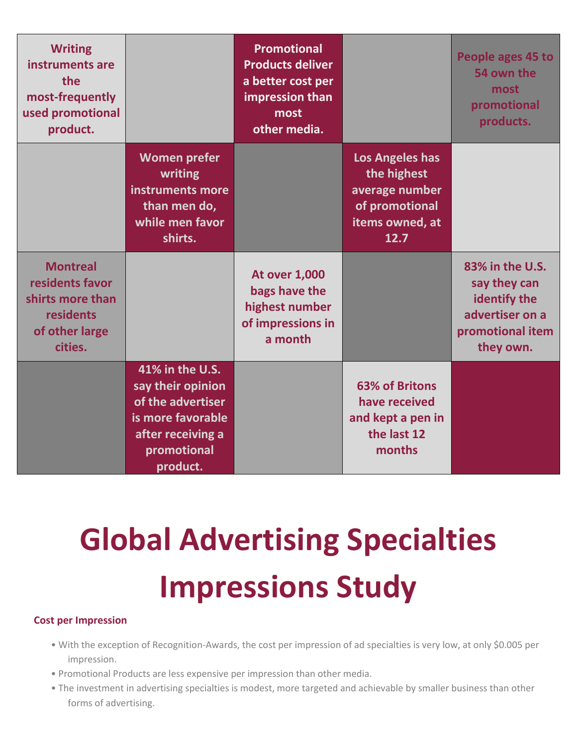| | | | | |
|---|---|---|---|---|
| Writing instruments are the most-frequently used promotional product. | | Promotional Products deliver a better cost per impression than most other media. | | People ages 45 to 54 own the most promotional products. |
| | Women prefer writing instruments more than men do, while men favor shirts. | | Los Angeles has the highest average number of promotional items owned, at 12.7 | |
| Montreal residents favor shirts more than residents of other large cities. | | At over 1,000 bags have the highest number of impressions in a month | | 83% in the U.S. say they can identify the advertiser on a promotional item they own. |
| | 41% in the U.S. say their opinion of the advertiser is more favorable after receiving a promotional product. | | 63% of Britons have received and kept a pen in the last 12 months | |

# Global Advertising Specialties Impressions Study

**Cost per Impression**

- With the exception of Recognition-Awards, the cost per impression of ad specialties is very low, at only $0.005 per impression.
- Promotional Products are less expensive per impression than other media.
- The investment in advertising specialties is modest, more targeted and achievable by smaller business than other forms of advertising.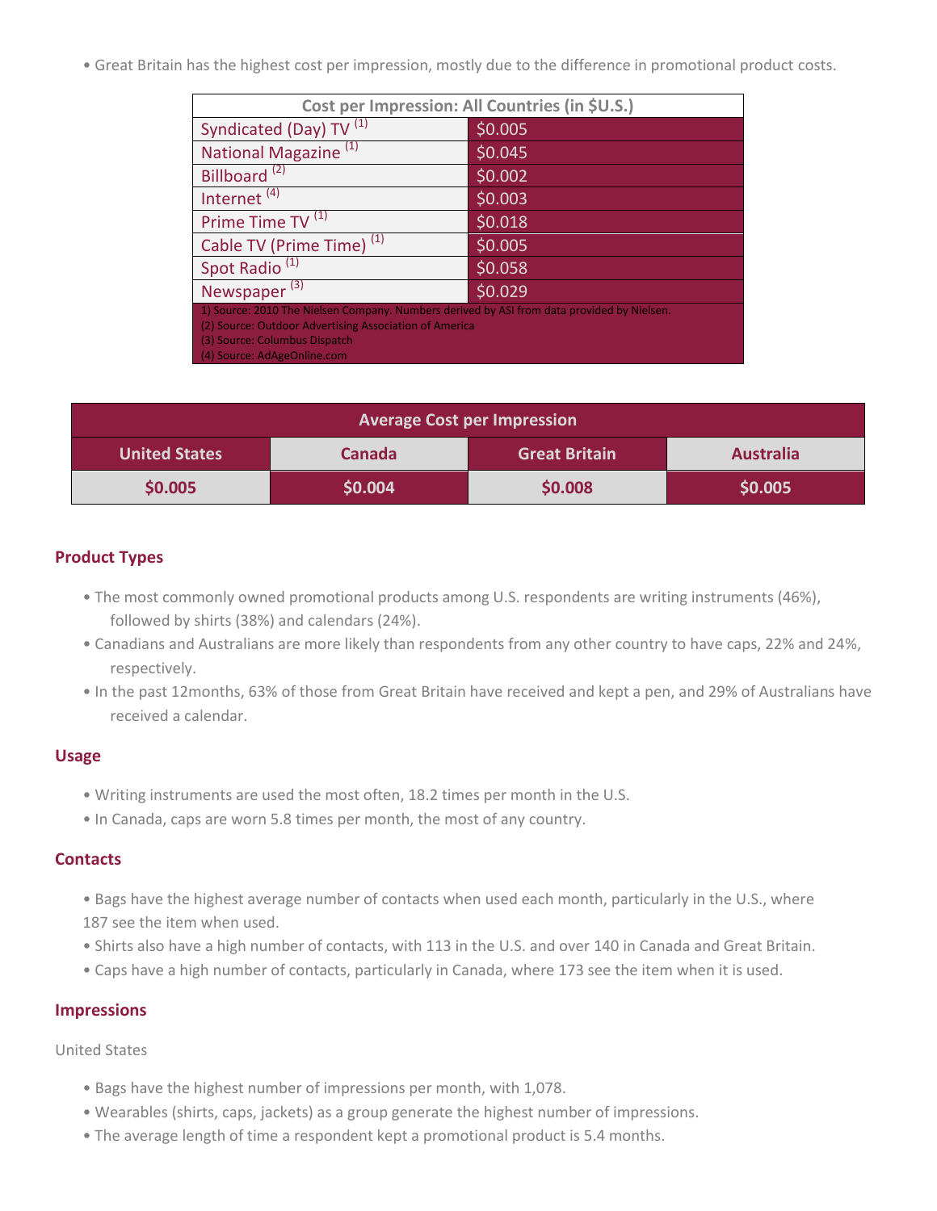• Great Britain has the highest cost per impression, mostly due to the difference in promotional product costs.

| Cost per Impression: All Countries (in $U.S.) | |
|---|---|
| Syndicated (Day) TV [1] | $0.005 |
| National Magazine [1] | $0.045 |
| Billboard [2] | $0.002 |
| Internet [4] | $0.003 |
| Prime Time TV [1] | $0.018 |
| Cable TV (Prime Time) [1] | $0.005 |
| Spot Radio [1] | $0.058 |
| Newspaper [3] | $0.029 |

1) Source: 2010 The Nielsen Company. Numbers derived by ASI from data provided by Nielsen.
(2) Source: Outdoor Advertising Association of America
(3) Source: Columbus Dispatch
(4) Source: AdAgeOnline.com

| Average Cost per Impression | | | |
|---|---|---|---|
| **United States** | **Canada** | **Great Britain** | **Australia** |
| **$0.005** | **$0.004** | **$0.008** | **$0.005** |

### Product Types

- The most commonly owned promotional products among U.S. respondents are writing instruments (46%), followed by shirts (38%) and calendars (24%).
- Canadians and Australians are more likely than respondents from any other country to have caps, 22% and 24%, respectively.
- In the past 12months, 63% of those from Great Britain have received and kept a pen, and 29% of Australians have received a calendar.

### Usage

- Writing instruments are used the most often, 18.2 times per month in the U.S.
- In Canada, caps are worn 5.8 times per month, the most of any country.

### Contacts

- Bags have the highest average number of contacts when used each month, particularly in the U.S., where 187 see the item when used.
- Shirts also have a high number of contacts, with 113 in the U.S. and over 140 in Canada and Great Britain.
- Caps have a high number of contacts, particularly in Canada, where 173 see the item when it is used.

### Impressions

United States

- Bags have the highest number of impressions per month, with 1,078.
- Wearables (shirts, caps, jackets) as a group generate the highest number of impressions.
- The average length of time a respondent kept a promotional product is 5.4 months.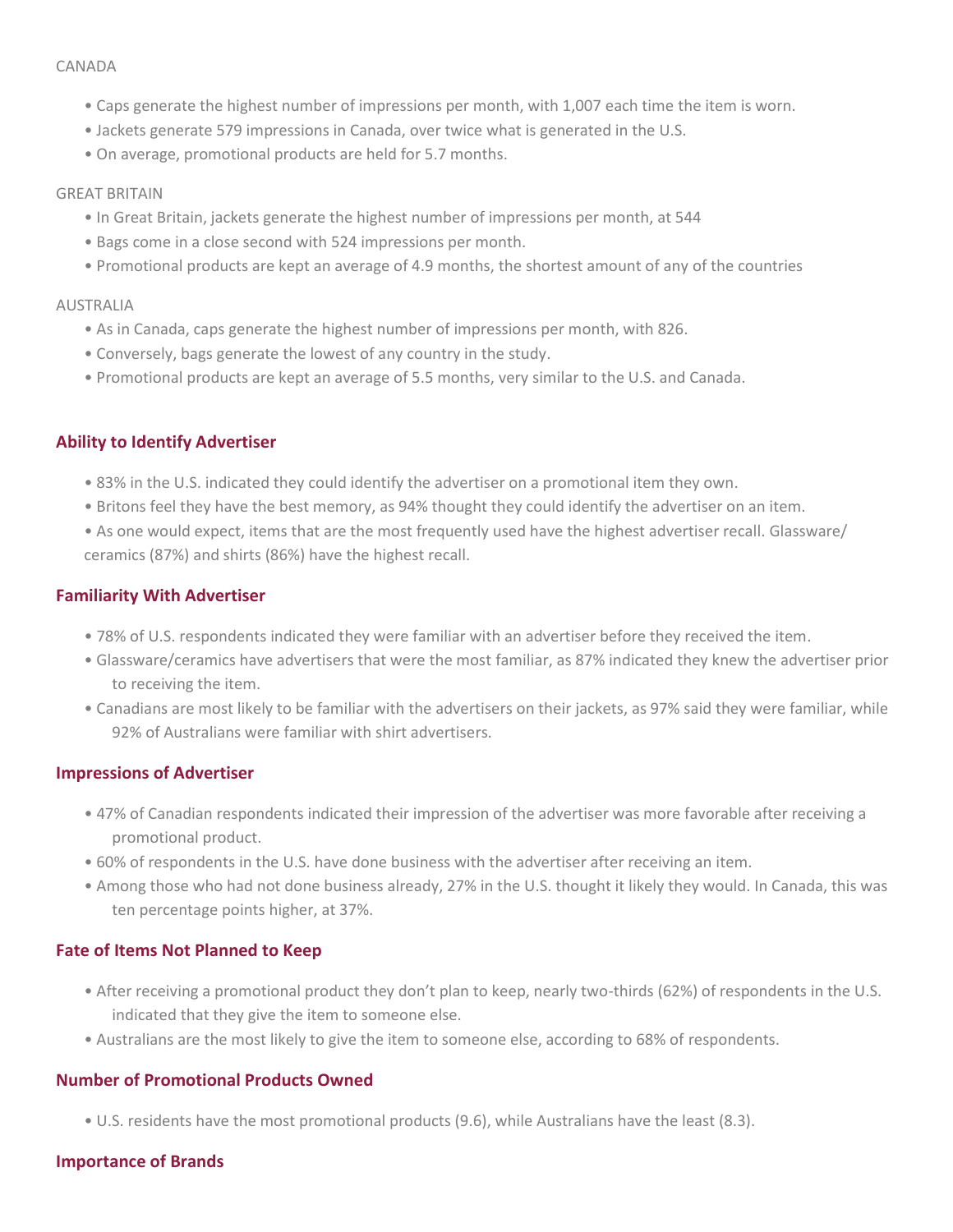CANADA

- Caps generate the highest number of impressions per month, with 1,007 each time the item is worn.
- Jackets generate 579 impressions in Canada, over twice what is generated in the U.S.
- On average, promotional products are held for 5.7 months.

GREAT BRITAIN

- In Great Britain, jackets generate the highest number of impressions per month, at 544
- Bags come in a close second with 524 impressions per month.
- Promotional products are kept an average of 4.9 months, the shortest amount of any of the countries

AUSTRALIA

- As in Canada, caps generate the highest number of impressions per month, with 826.
- Conversely, bags generate the lowest of any country in the study.
- Promotional products are kept an average of 5.5 months, very similar to the U.S. and Canada.

## Ability to Identify Advertiser

- 83% in the U.S. indicated they could identify the advertiser on a promotional item they own.
- Britons feel they have the best memory, as 94% thought they could identify the advertiser on an item.
- As one would expect, items that are the most frequently used have the highest advertiser recall. Glassware/ ceramics (87%) and shirts (86%) have the highest recall.

## Familiarity With Advertiser

- 78% of U.S. respondents indicated they were familiar with an advertiser before they received the item.
- Glassware/ceramics have advertisers that were the most familiar, as 87% indicated they knew the advertiser prior to receiving the item.
- Canadians are most likely to be familiar with the advertisers on their jackets, as 97% said they were familiar, while 92% of Australians were familiar with shirt advertisers.

## Impressions of Advertiser

- 47% of Canadian respondents indicated their impression of the advertiser was more favorable after receiving a promotional product.
- 60% of respondents in the U.S. have done business with the advertiser after receiving an item.
- Among those who had not done business already, 27% in the U.S. thought it likely they would. In Canada, this was ten percentage points higher, at 37%.

## Fate of Items Not Planned to Keep

- After receiving a promotional product they don't plan to keep, nearly two-thirds (62%) of respondents in the U.S. indicated that they give the item to someone else.
- Australians are the most likely to give the item to someone else, according to 68% of respondents.

## Number of Promotional Products Owned

- U.S. residents have the most promotional products (9.6), while Australians have the least (8.3).

## Importance of Brands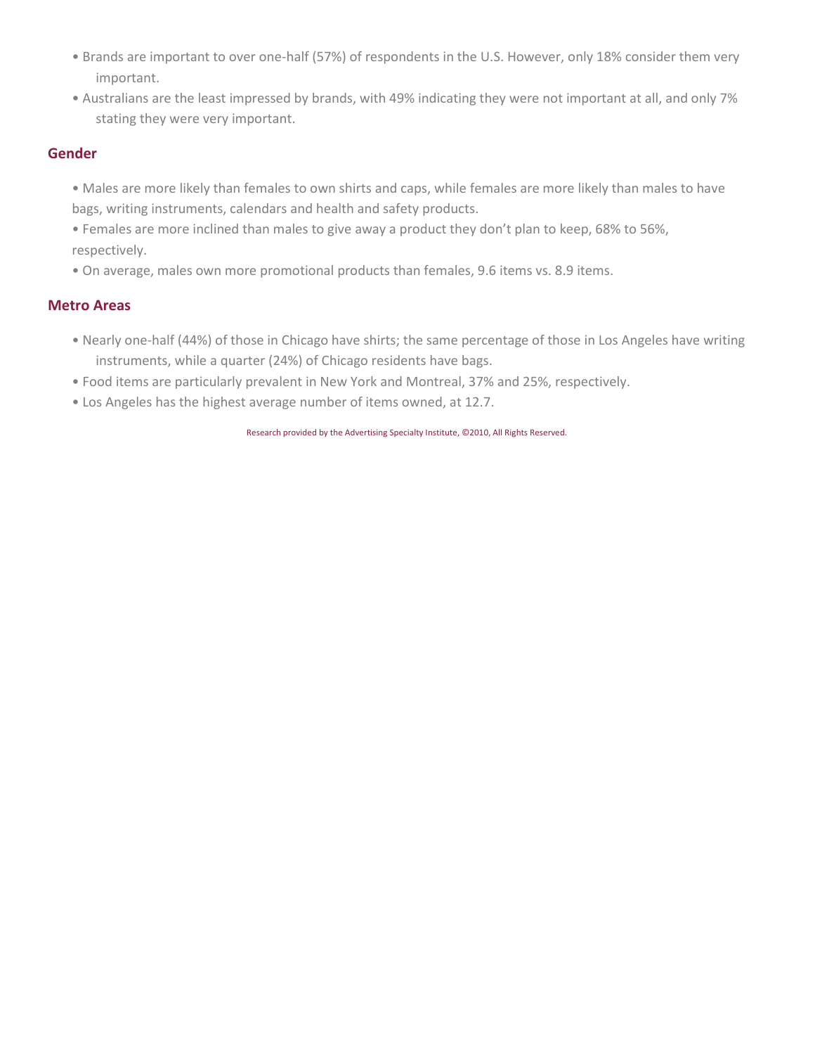- Brands are important to over one-half (57%) of respondents in the U.S. However, only 18% consider them very important.
- Australians are the least impressed by brands, with 49% indicating they were not important at all, and only 7% stating they were very important.

## Gender

- Males are more likely than females to own shirts and caps, while females are more likely than males to have bags, writing instruments, calendars and health and safety products.
- Females are more inclined than males to give away a product they don't plan to keep, 68% to 56%, respectively.
- On average, males own more promotional products than females, 9.6 items vs. 8.9 items.

## Metro Areas

- Nearly one-half (44%) of those in Chicago have shirts; the same percentage of those in Los Angeles have writing instruments, while a quarter (24%) of Chicago residents have bags.
- Food items are particularly prevalent in New York and Montreal, 37% and 25%, respectively.
- Los Angeles has the highest average number of items owned, at 12.7.

Research provided by the Advertising Specialty Institute, ©2010, All Rights Reserved.